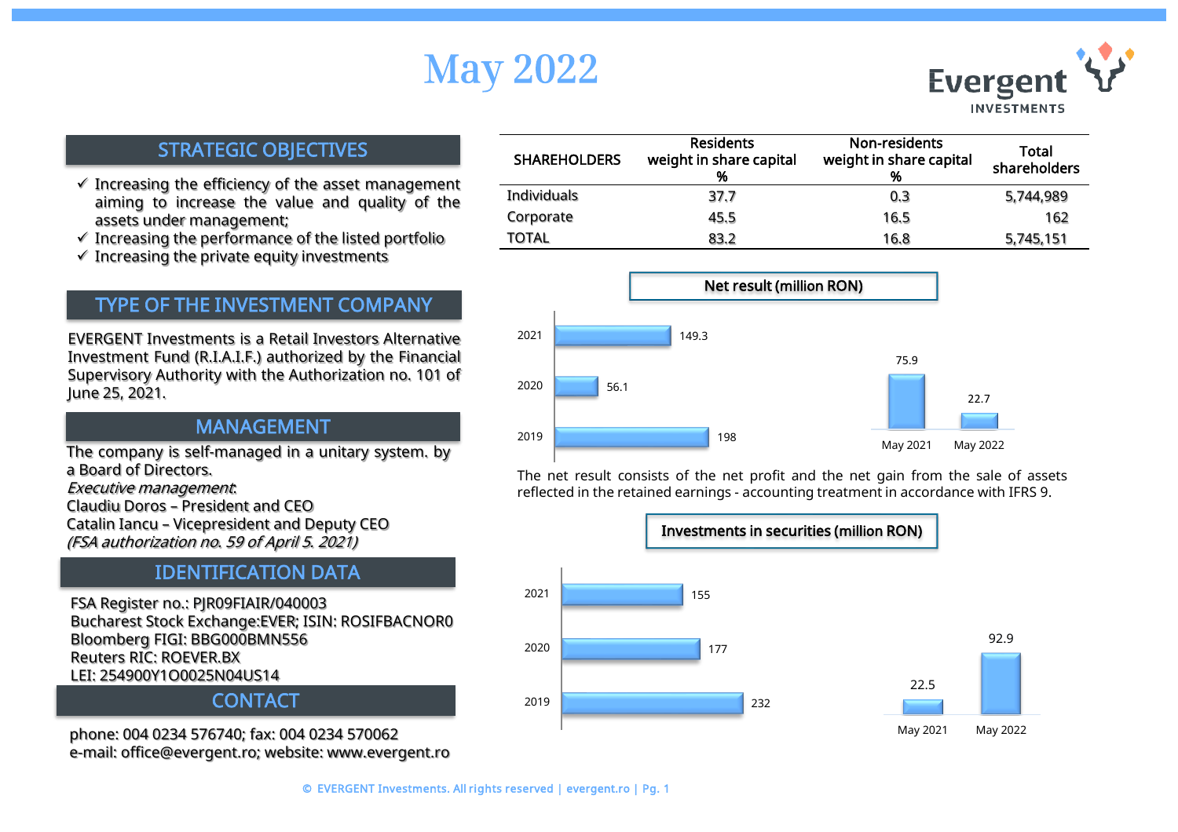# May 2022

Evergent INVESTMENTS

## STRATEGIC OBJECTIVES

- ✓ Increasing the efficiency of the asset management aiming to increase the value and quality of the assets under management;
- ✓ Increasing the performance of the listed portfolio
- ✓ Increasing the private equity investments

## TYPE OF THE INVESTMENT COMPANY

EVERGENT Investments is a Retail Investors Alternative Investment Fund (R.I.A.I.F.) authorized by the Financial Supervisory Authority with the Authorization no. 101 of June 25, 2021.

## MANAGEMENT

The company is self-managed in a unitary system. by a Board of Directors.

*Executive management*:
Claudiu Doros – President and CEO
Catalin Iancu – Vicepresident and Deputy CEO
*(FSA authorization no. 59 of April 5. 2021)*

## IDENTIFICATION DATA

FSA Register no.: PJR09FIAIR/040003
Bucharest Stock Exchange:EVER; ISIN: ROSIFBACNOR0
Bloomberg FIGI: BBG000BMN556
Reuters RIC: ROEVER.BX
LEI: 254900Y1O0025N04US14

## CONTACT

phone: 004 0234 576740; fax: 004 0234 570062
e-mail: office@evergent.ro; website: www.evergent.ro

| SHAREHOLDERS | Residents weight in share capital % | Non-residents weight in share capital % | Total shareholders |
|---|---|---|---|
| Individuals | 37.7 | 0.3 | 5,744,989 |
| Corporate | 45.5 | 16.5 | 162 |
| TOTAL | 83.2 | 16.8 | 5,745,151 |

**Net result (million RON)**

| Period | Net result |
|---|---|
| 2021 | 149.3 |
| 2020 | 56.1 |
| 2019 | 198 |
| May 2021 | 75.9 |
| May 2022 | 22.7 |

The net result consists of the net profit and the net gain from the sale of assets reflected in the retained earnings - accounting treatment in accordance with IFRS 9.

**Investments in securities (million RON)**

| Period | Investments |
|---|---|
| 2021 | 155 |
| 2020 | 177 |
| 2019 | 232 |
| May 2021 | 22.5 |
| May 2022 | 92.9 |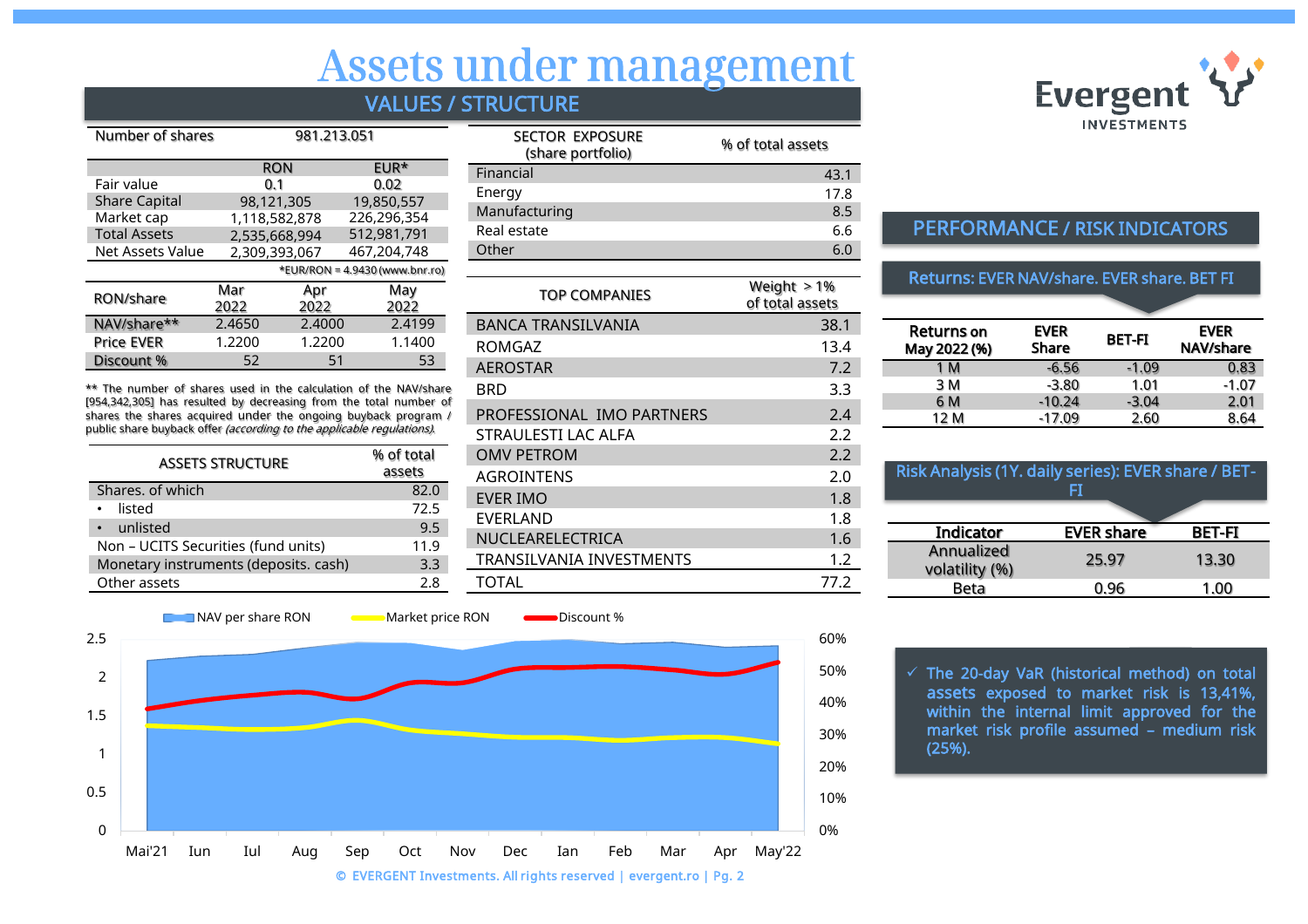# Assets under management

## VALUES / STRUCTURE

| Number of shares | 981.213.051 |
|---|---|

| | RON | EUR* |
|---|---|---|
| Fair value | 0.1 | 0.02 |
| Share Capital | 98,121,305 | 19,850,557 |
| Market cap | 1,118,582,878 | 226,296,354 |
| Total Assets | 2,535,668,994 | 512,981,791 |
| Net Assets Value | 2,309,393,067 | 467,204,748 |

*EUR/RON = 4.9430 (www.bnr.ro)

| RON/share | Mar 2022 | Apr 2022 | May 2022 |
|---|---|---|---|
| NAV/share** | 2.4650 | 2.4000 | 2.4199 |
| Price EVER | 1.2200 | 1.2200 | 1.1400 |
| Discount % | 52 | 51 | 53 |

** The number of shares used in the calculation of the NAV/share [954,342,305] has resulted by decreasing from the total number of shares the shares acquired under the ongoing buyback program / public share buyback offer *(according to the applicable regulations).*

| ASSETS STRUCTURE | % of total assets |
|---|---|
| Shares. of which | 82.0 |
| • listed | 72.5 |
| • unlisted | 9.5 |
| Non – UCITS Securities (fund units) | 11.9 |
| Monetary instruments (deposits. cash) | 3.3 |
| Other assets | 2.8 |

| SECTOR EXPOSURE (share portfolio) | % of total assets |
|---|---|
| Financial | 43.1 |
| Energy | 17.8 |
| Manufacturing | 8.5 |
| Real estate | 6.6 |
| Other | 6.0 |

| TOP COMPANIES | Weight > 1% of total assets |
|---|---|
| BANCA TRANSILVANIA | 38.1 |
| ROMGAZ | 13.4 |
| AEROSTAR | 7.2 |
| BRD | 3.3 |
| PROFESSIONAL IMO PARTNERS | 2.4 |
| STRAULESTI LAC ALFA | 2.2 |
| OMV PETROM | 2.2 |
| AGROINTENS | 2.0 |
| EVER IMO | 1.8 |
| EVERLAND | 1.8 |
| NUCLEARELECTRICA | 1.6 |
| TRANSILVANIA INVESTMENTS | 1.2 |
| TOTAL | 77.2 |

NAV per share RON — Market price RON — Discount %

(Chart axis: Mai'21, Iun, Iul, Aug, Sep, Oct, Nov, Dec, Ian, Feb, Mar, Apr, May'22)

## PERFORMANCE / RISK INDICATORS

### Returns: EVER NAV/share. EVER share. BET FI

| Returns on May 2022 (%) | EVER Share | BET-FI | EVER NAV/share |
|---|---|---|---|
| 1 M | -6.56 | -1.09 | 0.83 |
| 3 M | -3.80 | 1.01 | -1.07 |
| 6 M | -10.24 | -3.04 | 2.01 |
| 12 M | -17.09 | 2.60 | 8.64 |

### Risk Analysis (1Y. daily series): EVER share / BET-FI

| Indicator | EVER share | BET-FI |
|---|---|---|
| Annualized volatility (%) | 25.97 | 13.30 |
| Beta | 0.96 | 1.00 |

- ✓ The 20-day VaR (historical method) on total assets exposed to market risk is 13,41%, within the internal limit approved for the market risk profile assumed – medium risk (25%).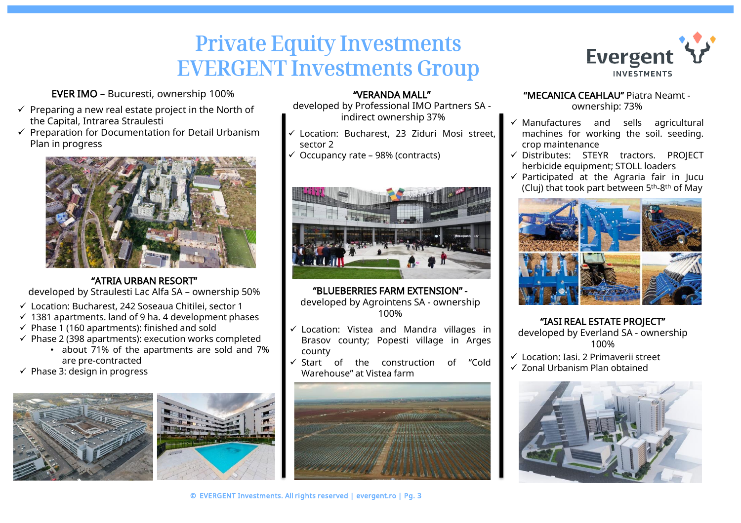# Private Equity Investments
# EVERGENT Investments Group

Evergent INVESTMENTS

**EVER IMO** – Bucuresti, ownership 100%

- ✓ Preparing a new real estate project in the North of the Capital, Intrarea Straulesti
- ✓ Preparation for Documentation for Detail Urbanism Plan in progress

**"ATRIA URBAN RESORT"**
developed by Straulesti Lac Alfa SA – ownership 50%

- ✓ Location: Bucharest, 242 Soseaua Chitilei, sector 1
- ✓ 1381 apartments. land of 9 ha. 4 development phases
- ✓ Phase 1 (160 apartments): finished and sold
- ✓ Phase 2 (398 apartments): execution works completed
  - about 71% of the apartments are sold and 7% are pre-contracted
- ✓ Phase 3: design in progress

**"VERANDA MALL"**
developed by Professional IMO Partners SA - indirect ownership 37%

- ✓ Location: Bucharest, 23 Ziduri Mosi street, sector 2
- ✓ Occupancy rate – 98% (contracts)

**"BLUEBERRIES FARM EXTENSION"** - developed by Agrointens SA - ownership 100%

- ✓ Location: Vistea and Mandra villages in Brasov county; Popesti village in Arges county
- ✓ Start of the construction of "Cold Warehouse" at Vistea farm

**"MECANICA CEAHLAU"** Piatra Neamt - ownership: 73%

- ✓ Manufactures and sells agricultural machines for working the soil. seeding. crop maintenance
- ✓ Distributes: STEYR tractors. PROJECT herbicide equipment; STOLL loaders
- ✓ Participated at the Agraria fair in Jucu (Cluj) that took part between 5th-8th of May

**"IASI REAL ESTATE PROJECT"**
developed by Everland SA - ownership 100%

- ✓ Location: Iasi. 2 Primaverii street
- ✓ Zonal Urbanism Plan obtained